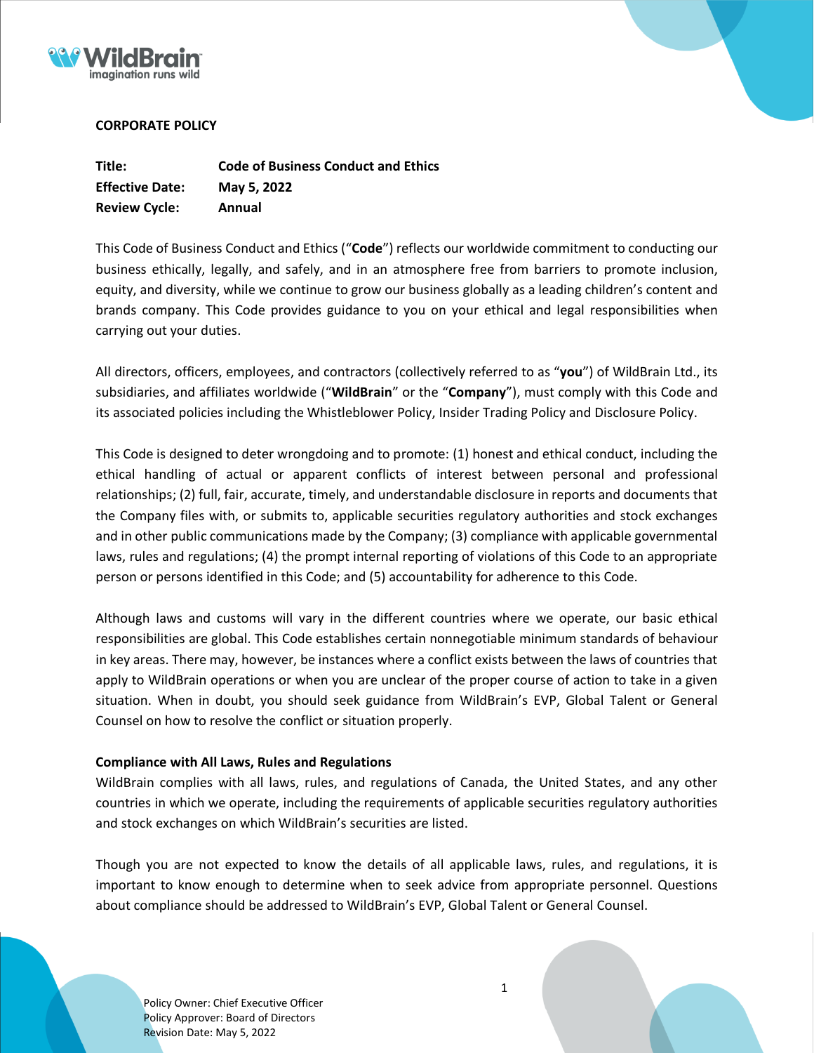**CORPORATE POLICY**

| | |
|---|---|
| **Title:** | **Code of Business Conduct and Ethics** |
| **Effective Date:** | **May 5, 2022** |
| **Review Cycle:** | **Annual** |

This Code of Business Conduct and Ethics ("**Code**") reflects our worldwide commitment to conducting our business ethically, legally, and safely, and in an atmosphere free from barriers to promote inclusion, equity, and diversity, while we continue to grow our business globally as a leading children's content and brands company. This Code provides guidance to you on your ethical and legal responsibilities when carrying out your duties.

All directors, officers, employees, and contractors (collectively referred to as "**you**") of WildBrain Ltd., its subsidiaries, and affiliates worldwide ("**WildBrain**" or the "**Company**"), must comply with this Code and its associated policies including the Whistleblower Policy, Insider Trading Policy and Disclosure Policy.

This Code is designed to deter wrongdoing and to promote: (1) honest and ethical conduct, including the ethical handling of actual or apparent conflicts of interest between personal and professional relationships; (2) full, fair, accurate, timely, and understandable disclosure in reports and documents that the Company files with, or submits to, applicable securities regulatory authorities and stock exchanges and in other public communications made by the Company; (3) compliance with applicable governmental laws, rules and regulations; (4) the prompt internal reporting of violations of this Code to an appropriate person or persons identified in this Code; and (5) accountability for adherence to this Code.

Although laws and customs will vary in the different countries where we operate, our basic ethical responsibilities are global. This Code establishes certain nonnegotiable minimum standards of behaviour in key areas. There may, however, be instances where a conflict exists between the laws of countries that apply to WildBrain operations or when you are unclear of the proper course of action to take in a given situation. When in doubt, you should seek guidance from WildBrain's EVP, Global Talent or General Counsel on how to resolve the conflict or situation properly.

**Compliance with All Laws, Rules and Regulations**

WildBrain complies with all laws, rules, and regulations of Canada, the United States, and any other countries in which we operate, including the requirements of applicable securities regulatory authorities and stock exchanges on which WildBrain's securities are listed.

Though you are not expected to know the details of all applicable laws, rules, and regulations, it is important to know enough to determine when to seek advice from appropriate personnel. Questions about compliance should be addressed to WildBrain's EVP, Global Talent or General Counsel.

Policy Owner: Chief Executive Officer
Policy Approver: Board of Directors
Revision Date: May 5, 2022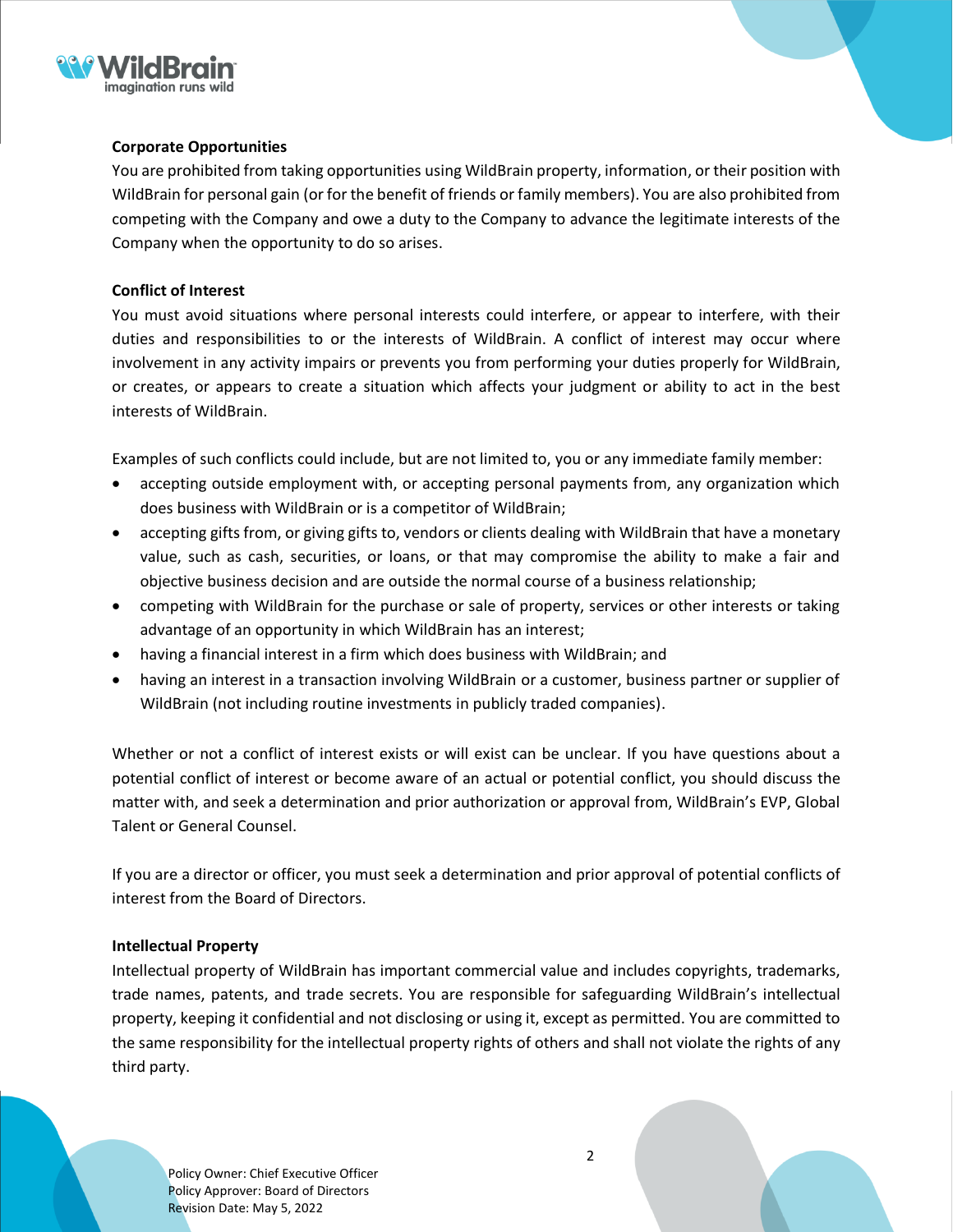### Corporate Opportunities

You are prohibited from taking opportunities using WildBrain property, information, or their position with WildBrain for personal gain (or for the benefit of friends or family members). You are also prohibited from competing with the Company and owe a duty to the Company to advance the legitimate interests of the Company when the opportunity to do so arises.

### Conflict of Interest

You must avoid situations where personal interests could interfere, or appear to interfere, with their duties and responsibilities to or the interests of WildBrain. A conflict of interest may occur where involvement in any activity impairs or prevents you from performing your duties properly for WildBrain, or creates, or appears to create a situation which affects your judgment or ability to act in the best interests of WildBrain.

Examples of such conflicts could include, but are not limited to, you or any immediate family member:

- accepting outside employment with, or accepting personal payments from, any organization which does business with WildBrain or is a competitor of WildBrain;
- accepting gifts from, or giving gifts to, vendors or clients dealing with WildBrain that have a monetary value, such as cash, securities, or loans, or that may compromise the ability to make a fair and objective business decision and are outside the normal course of a business relationship;
- competing with WildBrain for the purchase or sale of property, services or other interests or taking advantage of an opportunity in which WildBrain has an interest;
- having a financial interest in a firm which does business with WildBrain; and
- having an interest in a transaction involving WildBrain or a customer, business partner or supplier of WildBrain (not including routine investments in publicly traded companies).

Whether or not a conflict of interest exists or will exist can be unclear. If you have questions about a potential conflict of interest or become aware of an actual or potential conflict, you should discuss the matter with, and seek a determination and prior authorization or approval from, WildBrain's EVP, Global Talent or General Counsel.

If you are a director or officer, you must seek a determination and prior approval of potential conflicts of interest from the Board of Directors.

### Intellectual Property

Intellectual property of WildBrain has important commercial value and includes copyrights, trademarks, trade names, patents, and trade secrets. You are responsible for safeguarding WildBrain's intellectual property, keeping it confidential and not disclosing or using it, except as permitted. You are committed to the same responsibility for the intellectual property rights of others and shall not violate the rights of any third party.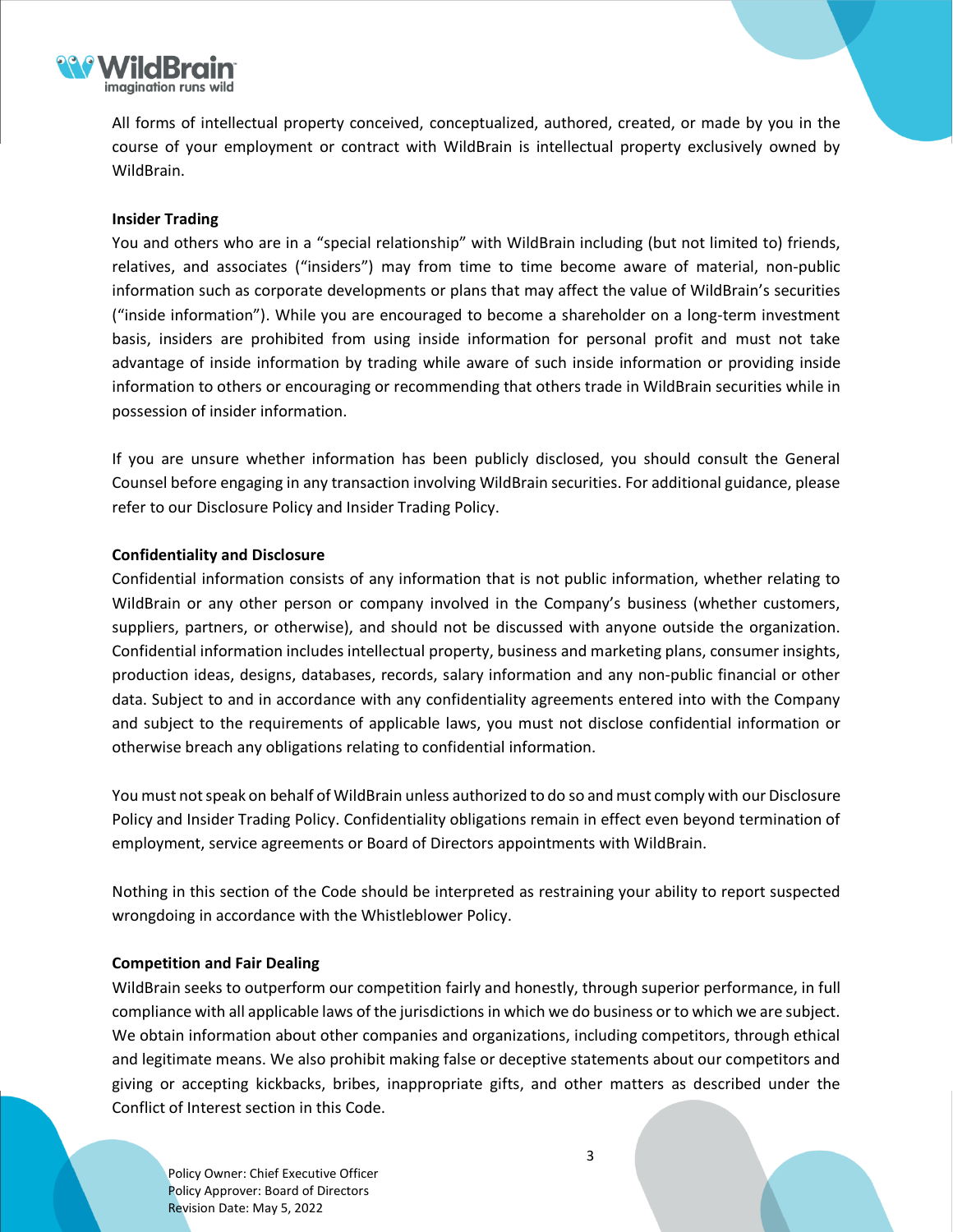All forms of intellectual property conceived, conceptualized, authored, created, or made by you in the course of your employment or contract with WildBrain is intellectual property exclusively owned by WildBrain.

**Insider Trading**

You and others who are in a "special relationship" with WildBrain including (but not limited to) friends, relatives, and associates ("insiders") may from time to time become aware of material, non-public information such as corporate developments or plans that may affect the value of WildBrain's securities ("inside information"). While you are encouraged to become a shareholder on a long-term investment basis, insiders are prohibited from using inside information for personal profit and must not take advantage of inside information by trading while aware of such inside information or providing inside information to others or encouraging or recommending that others trade in WildBrain securities while in possession of insider information.

If you are unsure whether information has been publicly disclosed, you should consult the General Counsel before engaging in any transaction involving WildBrain securities. For additional guidance, please refer to our Disclosure Policy and Insider Trading Policy.

**Confidentiality and Disclosure**

Confidential information consists of any information that is not public information, whether relating to WildBrain or any other person or company involved in the Company's business (whether customers, suppliers, partners, or otherwise), and should not be discussed with anyone outside the organization. Confidential information includes intellectual property, business and marketing plans, consumer insights, production ideas, designs, databases, records, salary information and any non-public financial or other data. Subject to and in accordance with any confidentiality agreements entered into with the Company and subject to the requirements of applicable laws, you must not disclose confidential information or otherwise breach any obligations relating to confidential information.

You must not speak on behalf of WildBrain unless authorized to do so and must comply with our Disclosure Policy and Insider Trading Policy. Confidentiality obligations remain in effect even beyond termination of employment, service agreements or Board of Directors appointments with WildBrain.

Nothing in this section of the Code should be interpreted as restraining your ability to report suspected wrongdoing in accordance with the Whistleblower Policy.

**Competition and Fair Dealing**

WildBrain seeks to outperform our competition fairly and honestly, through superior performance, in full compliance with all applicable laws of the jurisdictions in which we do business or to which we are subject. We obtain information about other companies and organizations, including competitors, through ethical and legitimate means. We also prohibit making false or deceptive statements about our competitors and giving or accepting kickbacks, bribes, inappropriate gifts, and other matters as described under the Conflict of Interest section in this Code.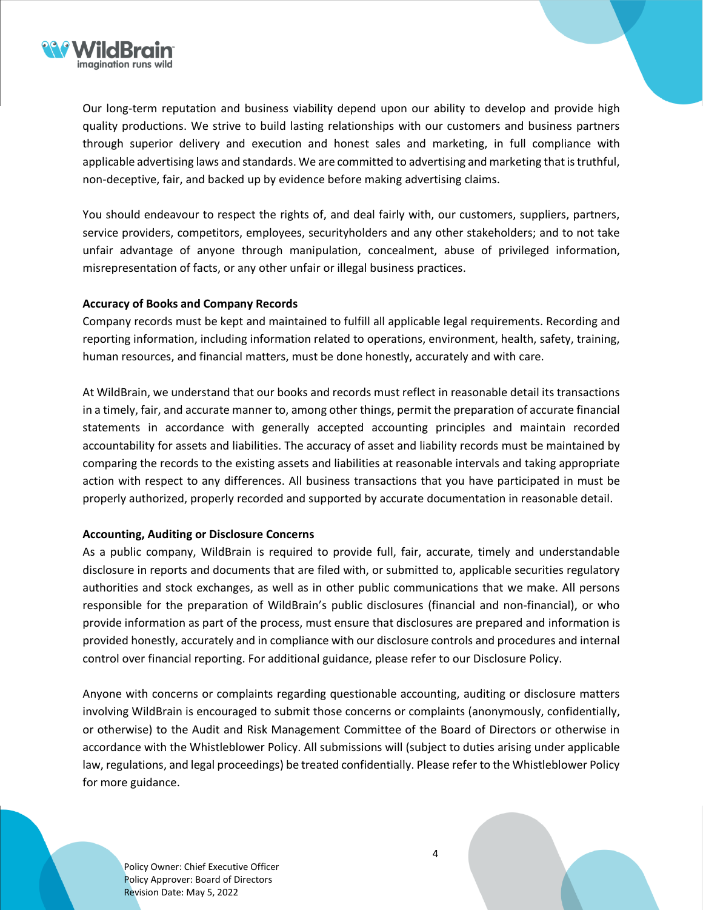Our long-term reputation and business viability depend upon our ability to develop and provide high quality productions. We strive to build lasting relationships with our customers and business partners through superior delivery and execution and honest sales and marketing, in full compliance with applicable advertising laws and standards. We are committed to advertising and marketing that is truthful, non-deceptive, fair, and backed up by evidence before making advertising claims.

You should endeavour to respect the rights of, and deal fairly with, our customers, suppliers, partners, service providers, competitors, employees, securityholders and any other stakeholders; and to not take unfair advantage of anyone through manipulation, concealment, abuse of privileged information, misrepresentation of facts, or any other unfair or illegal business practices.

**Accuracy of Books and Company Records**

Company records must be kept and maintained to fulfill all applicable legal requirements. Recording and reporting information, including information related to operations, environment, health, safety, training, human resources, and financial matters, must be done honestly, accurately and with care.

At WildBrain, we understand that our books and records must reflect in reasonable detail its transactions in a timely, fair, and accurate manner to, among other things, permit the preparation of accurate financial statements in accordance with generally accepted accounting principles and maintain recorded accountability for assets and liabilities. The accuracy of asset and liability records must be maintained by comparing the records to the existing assets and liabilities at reasonable intervals and taking appropriate action with respect to any differences. All business transactions that you have participated in must be properly authorized, properly recorded and supported by accurate documentation in reasonable detail.

**Accounting, Auditing or Disclosure Concerns**

As a public company, WildBrain is required to provide full, fair, accurate, timely and understandable disclosure in reports and documents that are filed with, or submitted to, applicable securities regulatory authorities and stock exchanges, as well as in other public communications that we make. All persons responsible for the preparation of WildBrain's public disclosures (financial and non-financial), or who provide information as part of the process, must ensure that disclosures are prepared and information is provided honestly, accurately and in compliance with our disclosure controls and procedures and internal control over financial reporting. For additional guidance, please refer to our Disclosure Policy.

Anyone with concerns or complaints regarding questionable accounting, auditing or disclosure matters involving WildBrain is encouraged to submit those concerns or complaints (anonymously, confidentially, or otherwise) to the Audit and Risk Management Committee of the Board of Directors or otherwise in accordance with the Whistleblower Policy. All submissions will (subject to duties arising under applicable law, regulations, and legal proceedings) be treated confidentially. Please refer to the Whistleblower Policy for more guidance.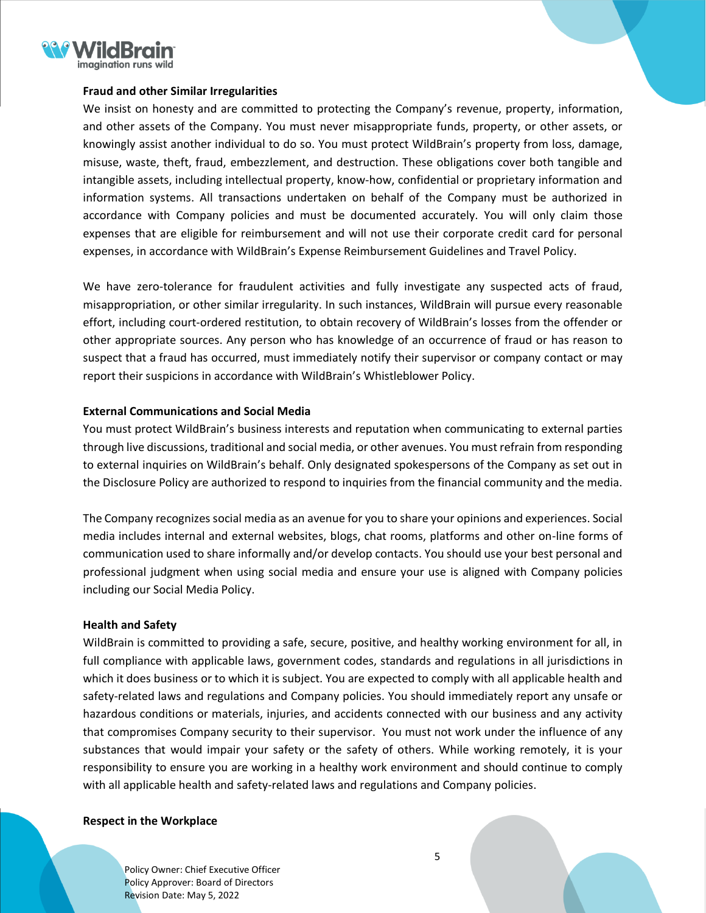**Fraud and other Similar Irregularities**

We insist on honesty and are committed to protecting the Company's revenue, property, information, and other assets of the Company. You must never misappropriate funds, property, or other assets, or knowingly assist another individual to do so. You must protect WildBrain's property from loss, damage, misuse, waste, theft, fraud, embezzlement, and destruction. These obligations cover both tangible and intangible assets, including intellectual property, know-how, confidential or proprietary information and information systems. All transactions undertaken on behalf of the Company must be authorized in accordance with Company policies and must be documented accurately. You will only claim those expenses that are eligible for reimbursement and will not use their corporate credit card for personal expenses, in accordance with WildBrain's Expense Reimbursement Guidelines and Travel Policy.

We have zero-tolerance for fraudulent activities and fully investigate any suspected acts of fraud, misappropriation, or other similar irregularity. In such instances, WildBrain will pursue every reasonable effort, including court-ordered restitution, to obtain recovery of WildBrain's losses from the offender or other appropriate sources. Any person who has knowledge of an occurrence of fraud or has reason to suspect that a fraud has occurred, must immediately notify their supervisor or company contact or may report their suspicions in accordance with WildBrain's Whistleblower Policy.

**External Communications and Social Media**

You must protect WildBrain's business interests and reputation when communicating to external parties through live discussions, traditional and social media, or other avenues. You must refrain from responding to external inquiries on WildBrain's behalf. Only designated spokespersons of the Company as set out in the Disclosure Policy are authorized to respond to inquiries from the financial community and the media.

The Company recognizes social media as an avenue for you to share your opinions and experiences. Social media includes internal and external websites, blogs, chat rooms, platforms and other on-line forms of communication used to share informally and/or develop contacts. You should use your best personal and professional judgment when using social media and ensure your use is aligned with Company policies including our Social Media Policy.

**Health and Safety**

WildBrain is committed to providing a safe, secure, positive, and healthy working environment for all, in full compliance with applicable laws, government codes, standards and regulations in all jurisdictions in which it does business or to which it is subject. You are expected to comply with all applicable health and safety-related laws and regulations and Company policies. You should immediately report any unsafe or hazardous conditions or materials, injuries, and accidents connected with our business and any activity that compromises Company security to their supervisor. You must not work under the influence of any substances that would impair your safety or the safety of others. While working remotely, it is your responsibility to ensure you are working in a healthy work environment and should continue to comply with all applicable health and safety-related laws and regulations and Company policies.

**Respect in the Workplace**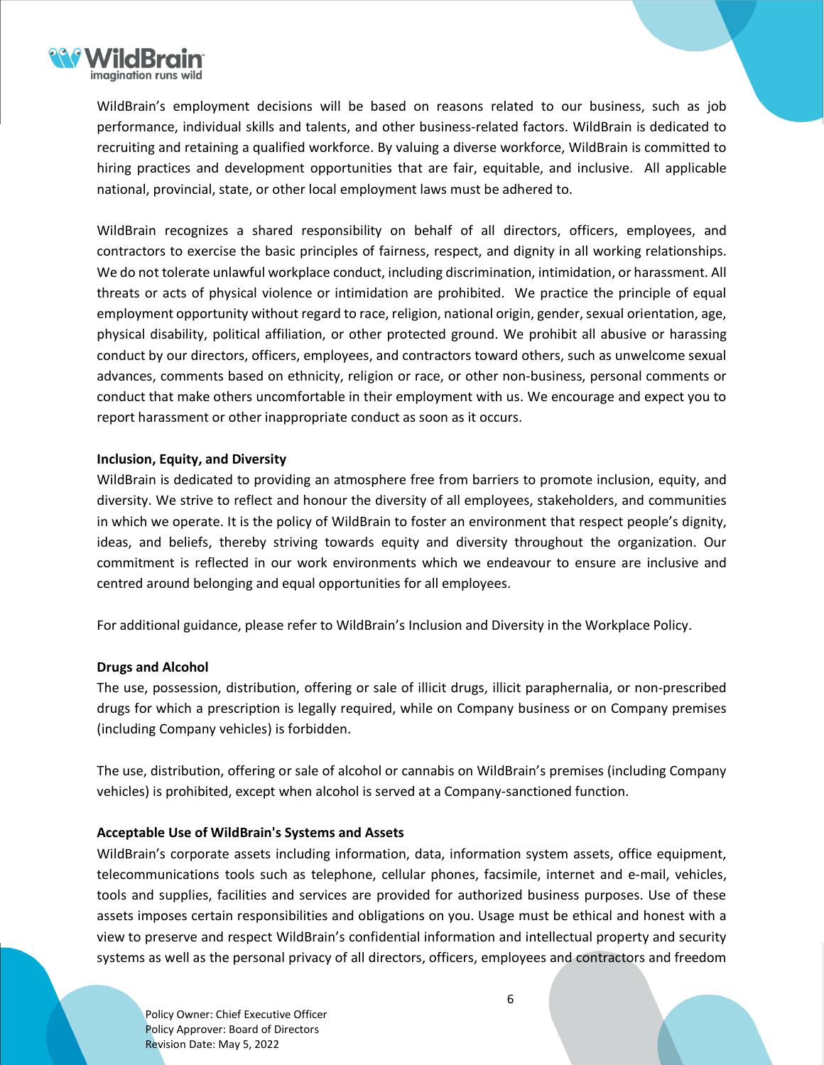WildBrain's employment decisions will be based on reasons related to our business, such as job performance, individual skills and talents, and other business-related factors. WildBrain is dedicated to recruiting and retaining a qualified workforce. By valuing a diverse workforce, WildBrain is committed to hiring practices and development opportunities that are fair, equitable, and inclusive. All applicable national, provincial, state, or other local employment laws must be adhered to.

WildBrain recognizes a shared responsibility on behalf of all directors, officers, employees, and contractors to exercise the basic principles of fairness, respect, and dignity in all working relationships. We do not tolerate unlawful workplace conduct, including discrimination, intimidation, or harassment. All threats or acts of physical violence or intimidation are prohibited. We practice the principle of equal employment opportunity without regard to race, religion, national origin, gender, sexual orientation, age, physical disability, political affiliation, or other protected ground. We prohibit all abusive or harassing conduct by our directors, officers, employees, and contractors toward others, such as unwelcome sexual advances, comments based on ethnicity, religion or race, or other non-business, personal comments or conduct that make others uncomfortable in their employment with us. We encourage and expect you to report harassment or other inappropriate conduct as soon as it occurs.

**Inclusion, Equity, and Diversity**

WildBrain is dedicated to providing an atmosphere free from barriers to promote inclusion, equity, and diversity. We strive to reflect and honour the diversity of all employees, stakeholders, and communities in which we operate. It is the policy of WildBrain to foster an environment that respect people's dignity, ideas, and beliefs, thereby striving towards equity and diversity throughout the organization. Our commitment is reflected in our work environments which we endeavour to ensure are inclusive and centred around belonging and equal opportunities for all employees.

For additional guidance, please refer to WildBrain's Inclusion and Diversity in the Workplace Policy.

**Drugs and Alcohol**

The use, possession, distribution, offering or sale of illicit drugs, illicit paraphernalia, or non-prescribed drugs for which a prescription is legally required, while on Company business or on Company premises (including Company vehicles) is forbidden.

The use, distribution, offering or sale of alcohol or cannabis on WildBrain's premises (including Company vehicles) is prohibited, except when alcohol is served at a Company-sanctioned function.

**Acceptable Use of WildBrain's Systems and Assets**

WildBrain's corporate assets including information, data, information system assets, office equipment, telecommunications tools such as telephone, cellular phones, facsimile, internet and e-mail, vehicles, tools and supplies, facilities and services are provided for authorized business purposes. Use of these assets imposes certain responsibilities and obligations on you. Usage must be ethical and honest with a view to preserve and respect WildBrain's confidential information and intellectual property and security systems as well as the personal privacy of all directors, officers, employees and contractors and freedom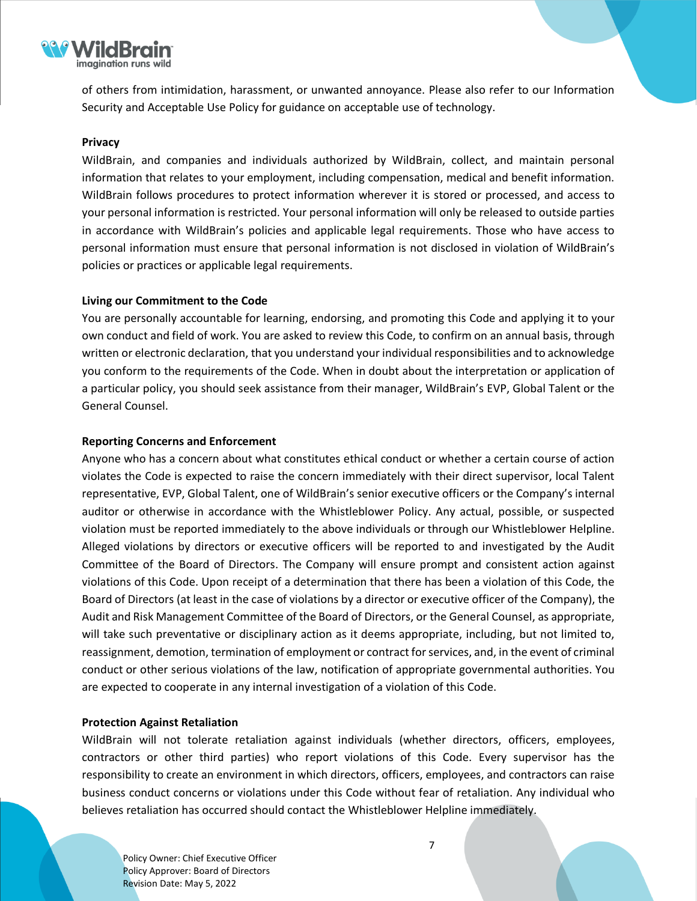of others from intimidation, harassment, or unwanted annoyance. Please also refer to our Information Security and Acceptable Use Policy for guidance on acceptable use of technology.

**Privacy**

WildBrain, and companies and individuals authorized by WildBrain, collect, and maintain personal information that relates to your employment, including compensation, medical and benefit information. WildBrain follows procedures to protect information wherever it is stored or processed, and access to your personal information is restricted. Your personal information will only be released to outside parties in accordance with WildBrain's policies and applicable legal requirements. Those who have access to personal information must ensure that personal information is not disclosed in violation of WildBrain's policies or practices or applicable legal requirements.

**Living our Commitment to the Code**

You are personally accountable for learning, endorsing, and promoting this Code and applying it to your own conduct and field of work. You are asked to review this Code, to confirm on an annual basis, through written or electronic declaration, that you understand your individual responsibilities and to acknowledge you conform to the requirements of the Code. When in doubt about the interpretation or application of a particular policy, you should seek assistance from their manager, WildBrain's EVP, Global Talent or the General Counsel.

**Reporting Concerns and Enforcement**

Anyone who has a concern about what constitutes ethical conduct or whether a certain course of action violates the Code is expected to raise the concern immediately with their direct supervisor, local Talent representative, EVP, Global Talent, one of WildBrain's senior executive officers or the Company's internal auditor or otherwise in accordance with the Whistleblower Policy. Any actual, possible, or suspected violation must be reported immediately to the above individuals or through our Whistleblower Helpline. Alleged violations by directors or executive officers will be reported to and investigated by the Audit Committee of the Board of Directors. The Company will ensure prompt and consistent action against violations of this Code. Upon receipt of a determination that there has been a violation of this Code, the Board of Directors (at least in the case of violations by a director or executive officer of the Company), the Audit and Risk Management Committee of the Board of Directors, or the General Counsel, as appropriate, will take such preventative or disciplinary action as it deems appropriate, including, but not limited to, reassignment, demotion, termination of employment or contract for services, and, in the event of criminal conduct or other serious violations of the law, notification of appropriate governmental authorities. You are expected to cooperate in any internal investigation of a violation of this Code.

**Protection Against Retaliation**

WildBrain will not tolerate retaliation against individuals (whether directors, officers, employees, contractors or other third parties) who report violations of this Code. Every supervisor has the responsibility to create an environment in which directors, officers, employees, and contractors can raise business conduct concerns or violations under this Code without fear of retaliation. Any individual who believes retaliation has occurred should contact the Whistleblower Helpline immediately.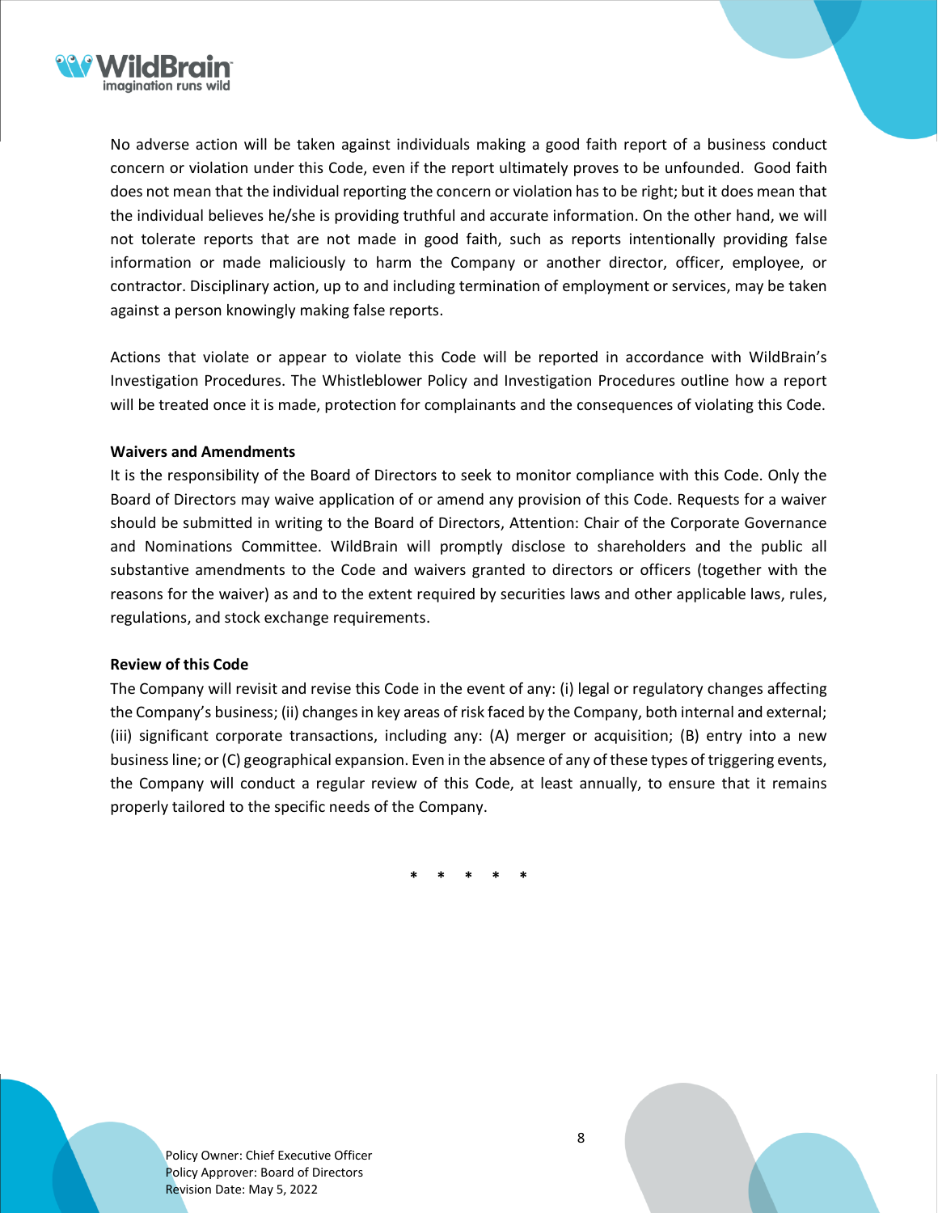No adverse action will be taken against individuals making a good faith report of a business conduct concern or violation under this Code, even if the report ultimately proves to be unfounded. Good faith does not mean that the individual reporting the concern or violation has to be right; but it does mean that the individual believes he/she is providing truthful and accurate information. On the other hand, we will not tolerate reports that are not made in good faith, such as reports intentionally providing false information or made maliciously to harm the Company or another director, officer, employee, or contractor. Disciplinary action, up to and including termination of employment or services, may be taken against a person knowingly making false reports.

Actions that violate or appear to violate this Code will be reported in accordance with WildBrain's Investigation Procedures. The Whistleblower Policy and Investigation Procedures outline how a report will be treated once it is made, protection for complainants and the consequences of violating this Code.

**Waivers and Amendments**

It is the responsibility of the Board of Directors to seek to monitor compliance with this Code. Only the Board of Directors may waive application of or amend any provision of this Code. Requests for a waiver should be submitted in writing to the Board of Directors, Attention: Chair of the Corporate Governance and Nominations Committee. WildBrain will promptly disclose to shareholders and the public all substantive amendments to the Code and waivers granted to directors or officers (together with the reasons for the waiver) as and to the extent required by securities laws and other applicable laws, rules, regulations, and stock exchange requirements.

**Review of this Code**

The Company will revisit and revise this Code in the event of any: (i) legal or regulatory changes affecting the Company's business; (ii) changes in key areas of risk faced by the Company, both internal and external; (iii) significant corporate transactions, including any: (A) merger or acquisition; (B) entry into a new business line; or (C) geographical expansion. Even in the absence of any of these types of triggering events, the Company will conduct a regular review of this Code, at least annually, to ensure that it remains properly tailored to the specific needs of the Company.

\* \* \* \* \*

Policy Owner: Chief Executive Officer
Policy Approver: Board of Directors
Revision Date: May 5, 2022